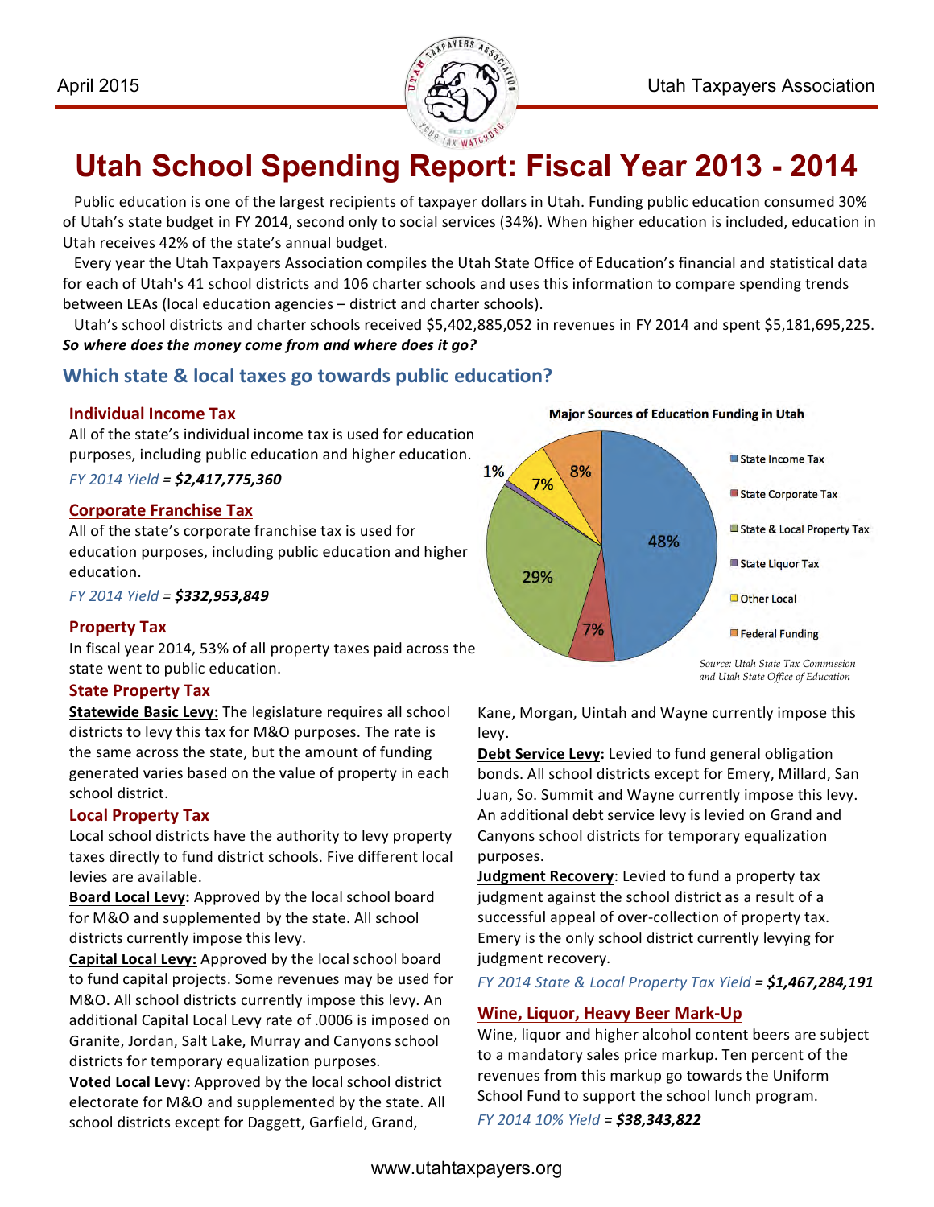# Utah School Spending Report: Fiscal Year 2013 - 2014

Public education is one of the largest recipients of taxpayer dollars in Utah. Funding public education consumed 30% of Utah's state budget in FY 2014, second only to social services (34%). When higher education is included, education in Utah receives 42% of the state's annual budget.

Every year the Utah Taxpayers Association compiles the Utah State Office of Education's financial and statistical data for each of Utah's 41 school districts and 106 charter schools and uses this information to compare spending trends between LEAs (local education agencies – district and charter schools).

Utah's school districts and charter schools received $5,402,885,052 in revenues in FY 2014 and spent $5,181,695,225. ***So where does the money come from and where does it go?***

## Which state & local taxes go towards public education?

### Individual Income Tax

All of the state's individual income tax is used for education purposes, including public education and higher education.

*FY 2014 Yield* = ***$2,417,775,360***

### Corporate Franchise Tax

All of the state's corporate franchise tax is used for education purposes, including public education and higher education.

*FY 2014 Yield* = ***$332,953,849***

### Property Tax

In fiscal year 2014, 53% of all property taxes paid across the state went to public education.

#### State Property Tax

**Statewide Basic Levy:** The legislature requires all school districts to levy this tax for M&O purposes. The rate is the same across the state, but the amount of funding generated varies based on the value of property in each school district.

#### Local Property Tax

Local school districts have the authority to levy property taxes directly to fund district schools. Five different local levies are available.

**Board Local Levy:** Approved by the local school board for M&O and supplemented by the state. All school districts currently impose this levy.

**Capital Local Levy:** Approved by the local school board to fund capital projects. Some revenues may be used for M&O. All school districts currently impose this levy. An additional Capital Local Levy rate of .0006 is imposed on Granite, Jordan, Salt Lake, Murray and Canyons school districts for temporary equalization purposes.

**Voted Local Levy:** Approved by the local school district electorate for M&O and supplemented by the state. All school districts except for Daggett, Garfield, Grand, Kane, Morgan, Uintah and Wayne currently impose this levy.

**Debt Service Levy:** Levied to fund general obligation bonds. All school districts except for Emery, Millard, San Juan, So. Summit and Wayne currently impose this levy. An additional debt service levy is levied on Grand and Canyons school districts for temporary equalization purposes.

**Judgment Recovery:** Levied to fund a property tax judgment against the school district as a result of a successful appeal of over-collection of property tax. Emery is the only school district currently levying for judgment recovery.

*FY 2014 State & Local Property Tax Yield* = ***$1,467,284,191***

**Major Sources of Education Funding in Utah**

| Source | Share |
|---|---|
| State Income Tax | 48% |
| State Corporate Tax | 7% |
| State & Local Property Tax | 29% |
| State Liquor Tax | 1% |
| Other Local | 7% |
| Federal Funding | 8% |

*Source: Utah State Tax Commission and Utah State Office of Education*

### Wine, Liquor, Heavy Beer Mark-Up

Wine, liquor and higher alcohol content beers are subject to a mandatory sales price markup. Ten percent of the revenues from this markup go towards the Uniform School Fund to support the school lunch program.

*FY 2014 10% Yield* = ***$38,343,822***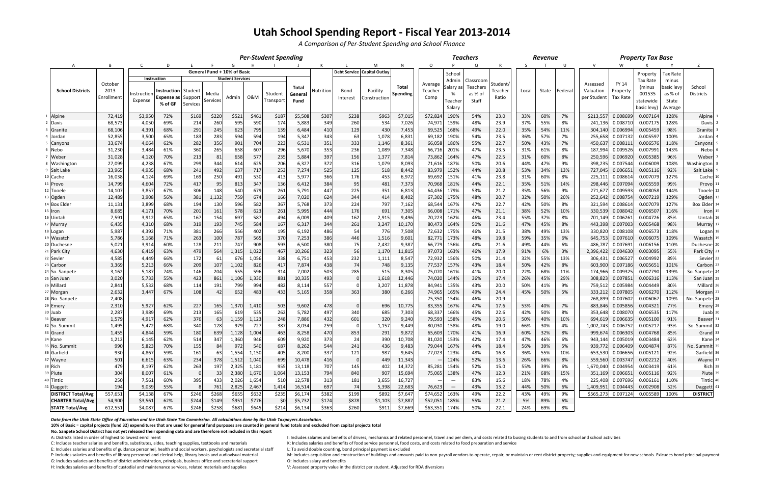# Utah School Spending Report - Fiscal Year 2013-2014

*A Comparison of Per-Student Spending and School Finance*

| | | Per-Student Spending | | | | | | | | | | | | Teachers | | | | Revenue | | | Property Tax Base | | | | |
|---|---|---|---|---|---|---|---|---|---|---|---|---|---|---|---|---|---|---|---|---|---|---|---|---|---|
| | | General Fund + 10% of Basic | | | | | | | | | Debt Service | Capital Outlay | | | | | | | | | | | | | |
| | | Instruction | | Student Services | | | | | | | | | | | | | | | | | | | | | |
| A | B | C | D | E | F | G | H | I | J | K | L | M | N | O | P | Q | R | S | T | U | V | W | X | Y | Z |
| School Districts | October 2013 Enrollment | Instruction Expense | Instruction Expense as % of GF | Student Support Services | Media Services | Admin | O&M | Student Transport | Total General Fund | Nutrition | Bond Interest | Facility Construction | Total Spending | Average Teacher Comp | School Admin Salary as % Teacher Salary | Classroom Teachers as % of Staff | Student/ Teacher Ratio | Local | State | Federal | Assessed Valuation per Student | FY 14 Property Tax Rate | Property Tax Rate (minus .001535 statewide basic levy) | Tax Rate minus basic levy as % of State Average | School Districts |
| 1 Alpine | 72,419 | $3,950 | 72% | $169 | $220 | $521 | $461 | $187 | $5,508 | $307 | $238 | $963 | $7,015 | $72,824 | 190% | 54% | 23.0 | 33% | 60% | 7% | $213,557 | 0.008699 | 0.007164 | 128% | Alpine 1 |
| 2 Davis | 68,573 | 4,050 | 69% | 214 | 260 | 595 | 590 | 174 | 5,883 | 349 | 260 | 534 | 7,026 | 74,971 | 159% | 48% | 23.9 | 37% | 55% | 8% | 241,136 | 0.008710 | 0.007175 | 128% | Davis 2 |
| 3 Granite | 68,106 | 4,391 | 68% | 291 | 245 | 623 | 795 | 139 | 6,484 | 410 | 129 | 430 | 7,453 | 69,525 | 168% | 49% | 22.0 | 35% | 54% | 11% | 304,140 | 0.006994 | 0.005459 | 98% | Granite 3 |
| 4 Jordan | 52,855 | 3,500 | 65% | 183 | 283 | 594 | 594 | 194 | 5,347 | 343 | 63 | 1,078 | 6,831 | 69,182 | 190% | 54% | 23.5 | 36% | 57% | 7% | 255,658 | 0.007132 | 0.005597 | 100% | Jordan 4 |
| 5 Canyons | 33,674 | 4,064 | 62% | 282 | 356 | 901 | 704 | 223 | 6,531 | 351 | 333 | 1,146 | 8,361 | 66,058 | 186% | 55% | 22.7 | 50% | 43% | 7% | 450,637 | 0.008111 | 0.006576 | 118% | Canyons 5 |
| 6 Nebo | 31,230 | 3,484 | 61% | 360 | 265 | 658 | 607 | 296 | 5,670 | 353 | 236 | 1,089 | 7,348 | 66,716 | 201% | 47% | 23.5 | 31% | 61% | 8% | 187,994 | 0.009526 | 0.007991 | 143% | Nebo 6 |
| 7 Weber | 31,028 | 4,120 | 70% | 213 | 81 | 658 | 577 | 235 | 5,884 | 397 | 156 | 1,377 | 7,814 | 73,862 | 164% | 47% | 22.5 | 31% | 60% | 8% | 250,596 | 0.006920 | 0.005385 | 96% | Weber 7 |
| 8 Washington | 27,099 | 4,238 | 67% | 299 | 344 | 614 | 625 | 206 | 6,327 | 372 | 316 | 1,079 | 8,093 | 71,616 | 187% | 50% | 20.6 | 44% | 47% | 9% | 398,235 | 0.007544 | 0.006009 | 108% | Washington 8 |
| 9 Salt Lake | 23,965 | 4,935 | 68% | 241 | 492 | 637 | 717 | 253 | 7,274 | 525 | 125 | 518 | 8,442 | 83,979 | 152% | 44% | 20.8 | 53% | 34% | 13% | 727,045 | 0.006651 | 0.005116 | 92% | Salt Lake 9 |
| 10 Cache | 16,038 | 4,124 | 69% | 169 | 250 | 491 | 530 | 413 | 5,977 | 366 | 176 | 453 | 6,972 | 69,692 | 151% | 41% | 23.8 | 31% | 60% | 8% | 225,111 | 0.008614 | 0.007079 | 127% | Cache 10 |
| 11 Provo | 14,799 | 4,604 | 72% | 417 | 95 | 813 | 347 | 136 | 6,412 | 384 | 95 | 481 | 7,373 | 70,968 | 181% | 44% | 22.1 | 35% | 51% | 14% | 298,446 | 0.007094 | 0.005559 | 99% | Provo 11 |
| 12 Tooele | 14,107 | 3,857 | 67% | 306 | 148 | 540 | 679 | 261 | 5,791 | 447 | 225 | 351 | 6,813 | 64,436 | 179% | 53% | 21.2 | 35% | 56% | 9% | 271,677 | 0.009593 | 0.008058 | 144% | Tooele 12 |
| 13 Ogden | 12,489 | 3,908 | 56% | 381 | 1,132 | 759 | 674 | 166 | 7,020 | 624 | 344 | 414 | 8,402 | 67,302 | 175% | 48% | 20.7 | 32% | 50% | 20% | 252,642 | 0.008754 | 0.007219 | 129% | Ogden 13 |
| 14 Box Elder | 11,131 | 3,899 | 68% | 194 | 130 | 596 | 582 | 367 | 5,768 | 373 | 224 | 797 | 7,162 | 68,544 | 167% | 47% | 22.7 | 42% | 50% | 8% | 321,594 | 0.008614 | 0.007079 | 127% | Box Elder 14 |
| 15 Iron | 8,685 | 4,171 | 70% | 201 | 161 | 578 | 623 | 261 | 5,995 | 444 | 176 | 691 | 7,305 | 66,008 | 171% | 47% | 21.1 | 38% | 52% | 10% | 330,539 | 0.008042 | 0.006507 | 116% | Iron 15 |
| 16 Uintah | 7,591 | 3,912 | 65% | 167 | 154 | 697 | 587 | 494 | 6,009 | 409 | 162 | 2,915 | 9,496 | 70,223 | 162% | 46% | 23.4 | 55% | 37% | 8% | 701,149 | 0.006261 | 0.004726 | 85% | Uintah 16 |
| 17 Murray | 6,435 | 4,310 | 68% | 319 | 193 | 745 | 584 | 167 | 6,317 | 344 | 261 | 3,247 | 10,170 | 80,473 | 164% | 50% | 21.6 | 47% | 45% | 8% | 443,398 | 0.007003 | 0.005468 | 98% | Murray 17 |
| 18 Logan | 5,987 | 4,392 | 71% | 381 | 266 | 556 | 402 | 195 | 6,192 | 486 | 54 | 776 | 7,508 | 72,632 | 175% | 46% | 21.5 | 38% | 49% | 13% | 330,820 | 0.008108 | 0.006573 | 118% | Logan 18 |
| 19 Wasatch | 5,786 | 5,168 | 71% | 263 | 100 | 787 | 565 | 370 | 7,253 | 386 | 446 | 1,516 | 9,601 | 82,771 | 173% | 48% | 19.8 | 59% | 35% | 6% | 645,753 | 0.007610 | 0.006075 | 109% | Wasatch 19 |
| 20 Duchesne | 5,021 | 3,914 | 60% | 128 | 211 | 747 | 908 | 593 | 6,500 | 380 | 75 | 2,432 | 9,387 | 66,779 | 156% | 48% | 21.6 | 49% | 44% | 6% | 486,787 | 0.007691 | 0.006156 | 110% | Duchesne 20 |
| 21 Park City | 4,630 | 6,419 | 63% | 479 | 564 | 1,315 | 1,022 | 467 | 10,266 | 323 | 56 | 1,170 | 11,815 | 97,073 | 163% | 46% | 17.9 | 91% | 6% | 3% | 2,396,422 | 0.004630 | 0.003095 | 55% | Park City 21 |
| 22 Sevier | 4,585 | 4,449 | 66% | 172 | 61 | 676 | 1,056 | 338 | 6,751 | 453 | 232 | 1,111 | 8,547 | 72,932 | 156% | 50% | 21.4 | 32% | 55% | 13% | 306,431 | 0.006527 | 0.004992 | 89% | Sevier 22 |
| 23 Carbon | 3,369 | 5,213 | 66% | 209 | 107 | 1,102 | 826 | 417 | 7,874 | 438 | 74 | 748 | 9,135 | 77,537 | 157% | 43% | 18.4 | 50% | 42% | 8% | 603,900 | 0.007186 | 0.005651 | 101% | Carbon 23 |
| 24 So. Sanpete | 3,162 | 5,187 | 74% | 146 | 204 | 555 | 596 | 314 | 7,002 | 503 | 285 | 515 | 8,305 | 75,070 | 161% | 41% | 20.0 | 22% | 68% | 11% | 174,966 | 0.009325 | 0.007790 | 139% | So. Sanpete 24 |
| 25 San Juan | 3,020 | 5,733 | 55% | 423 | 861 | 1,106 | 1,330 | 881 | 10,335 | 493 | 0 | 1,618 | 12,446 | 74,020 | 144% | 36% | 17.4 | 26% | 45% | 29% | 308,823 | 0.007851 | 0.006316 | 113% | San Juan 25 |
| 26 Millard | 2,841 | 5,532 | 68% | 114 | 191 | 799 | 994 | 482 | 8,114 | 557 | 0 | 3,207 | 11,878 | 84,941 | 135% | 43% | 20.0 | 50% | 41% | 9% | 759,512 | 0.005984 | 0.004449 | 80% | Millard 26 |
| 27 Morgan | 2,632 | 3,447 | 67% | 108 | 42 | 652 | 483 | 433 | 5,165 | 358 | 363 | 380 | 6,266 | 74,965 | 165% | 49% | 24.4 | 45% | 50% | 5% | 333,212 | 0.007805 | 0.006270 | 112% | Morgan 27 |
| 28 No. Sanpete | 2,408 | - | - | - | - | - | - | - | - | - | - | - | - | 75,350 | 154% | 46% | 20.9 | - | - | - | 268,899 | 0.007602 | 0.006067 | 109% | No. Sanpete 28 |
| 29 Emery | 2,310 | 5,927 | 62% | 227 | 165 | 1,370 | 1,410 | 503 | 9,602 | 478 | 0 | 696 | 10,775 | 83,355 | 167% | 47% | 17.6 | 53% | 40% | 7% | 883,846 | 0.005856 | 0.004321 | 77% | Emery 29 |
| 30 Juab | 2,287 | 3,989 | 69% | 213 | 165 | 619 | 535 | 262 | 5,782 | 497 | 340 | 685 | 7,303 | 68,337 | 166% | 45% | 22.6 | 42% | 50% | 8% | 353,648 | 0.008070 | 0.006535 | 117% | Juab 30 |
| 31 Beaver | 1,579 | 4,917 | 62% | 376 | 63 | 1,159 | 1,123 | 248 | 7,886 | 432 | 601 | 320 | 9,240 | 79,593 | 158% | 45% | 20.6 | 50% | 40% | 10% | 694,619 | 0.006635 | 0.005100 | 91% | Beaver 31 |
| 32 So. Summit | 1,495 | 5,472 | 68% | 340 | 128 | 979 | 727 | 387 | 8,034 | 259 | 0 | 1,157 | 9,449 | 80,030 | 158% | 48% | 19.0 | 66% | 30% | 4% | 1,002,743 | 0.006752 | 0.005217 | 93% | So. Summit 32 |
| 33 Grand | 1,455 | 4,844 | 59% | 180 | 639 | 1,128 | 1,004 | 463 | 8,258 | 470 | 853 | 291 | 9,872 | 65,603 | 170% | 41% | 16.9 | 60% | 32% | 8% | 999,674 | 0.006303 | 0.004768 | 85% | Grand 33 |
| 34 Kane | 1,212 | 6,145 | 62% | 514 | 347 | 1,360 | 946 | 609 | 9,920 | 373 | 24 | 390 | 10,708 | 81,020 | 153% | 42% | 17.4 | 47% | 46% | 6% | 943,144 | 0.005019 | 0.003484 | 62% | Kane 34 |
| 35 No. Summit | 990 | 5,823 | 70% | 155 | 84 | 972 | 540 | 687 | 8,262 | 544 | 241 | 436 | 9,483 | 79,044 | 167% | 44% | 18.4 | 56% | 39% | 5% | 939,772 | 0.006409 | 0.004874 | 87% | No. Summit 35 |
| 36 Garfield | 930 | 4,867 | 59% | 161 | 63 | 1,554 | 1,150 | 405 | 8,200 | 337 | 121 | 987 | 9,645 | 77,023 | 123% | 48% | 16.8 | 36% | 55% | 10% | 653,530 | 0.006656 | 0.005121 | 92% | Garfield 36 |
| 37 Wayne | 501 | 6,615 | 63% | 234 | 378 | 1,512 | 1,040 | 699 | 10,478 | 416 | 0 | 449 | 11,343 | — | 124% | 52% | 13.6 | 26% | 66% | 8% | 559,560 | 0.003747 | 0.002212 | 40% | Wayne 37 |
| 38 Rich | 479 | 8,197 | 62% | 263 | 197 | 2,325 | 1,181 | 955 | 13,118 | 707 | 145 | 402 | 14,372 | 85,281 | 154% | 52% | 15.0 | 55% | 39% | 6% | 1,670,040 | 0.004954 | 0.003419 | 61% | Rich 38 |
| 39 Piute | 304 | 8,007 | 61% | 0 | 33 | 2,380 | 1,670 | 1,064 | 13,153 | 794 | 840 | 907 | 15,694 | 75,065 | 138% | 47% | 12.3 | 21% | 68% | 15% | 351,169 | 0.006651 | 0.005116 | 92% | Piute 39 |
| 40 Tintic | 250 | 7,561 | 60% | 395 | 433 | 2,026 | 1,654 | 510 | 12,578 | 313 | 181 | 3,655 | 16,727 | — | — | 83% | 15.6 | 18% | 78% | 4% | 225,408 | 0.007696 | 0.006161 | 110% | Tintic 40 |
| 41 Daggett | 194 | 9,039 | 55% | 8 | 761 | 2,825 | 2,467 | 1,414 | 16,514 | 697 | 74 | 5,398 | 22,683 | 76,623 | — | 43% | 13.2 | 44% | 50% | 6% | 1,409,951 | 0.004443 | 0.002908 | 52% | Daggett 41 |
| **DISTRICT Total/Avg** | 557,651 | $4,138 | 67% | $246 | $268 | $655 | $632 | $235 | $6,174 | $382 | $199 | $892 | $7,647 | $74,652 | 163% | 49% | 22.2 | 43% | 49% | 9% | $565,273 | 0.007124 | 0.005589 | 100% | **DISTRICT** |
| **CHARTER Total/Avg** | 54,900 | $3,561 | 62% | $244 | $149 | $951 | $776 | $0 | $5,732 | $174 | $878 | $1,103 | $7,887 | $52,051 | 185% | 55% | 21.2 | 5% | 89% | 6% | | | | | |
| **STATE Total/Avg** | 612,551 | $4,087 | 67% | $246 | $258 | $681 | $645 | $214 | $6,134 | $363 | $260 | $911 | $7,669 | $63,351 | 174% | 50% | 22.1 | 24% | 69% | 8% | | | | | |

***Data from the Utah State Office of Education and the Utah State Tax Commission. All calculations done by the Utah Taxpayers Association.***

**10% of Basic = capital projects (fund 32) expenditures that are used for general fund purposes are counted in general fund totals and excluded from capital projects total**

**No. Sanpete School District has not yet released their spending data and are therefore not included in this report**

A: Districts listed in order of highest to lowest enrollment

C: Includes teacher salaries and benefits, substitutes, aides, teaching supplies, textbooks and materials

E: Includes salaries and benefits of guidance personnel, health and social workers, psychologists and secretarial staff

F: Includes salaries and benefits of library personnel and clerical help, library books and audiovisual material

G: Includes salaries and benefits of district administration, principals, business office and secretarial support

H: Includes salaries and benefits of custodial and maintenance services, related materials and supplies

I: Includes salaries and benefits of drivers, mechanics and related personnel, travel and per diem, and costs related to busing students to and from school and school activities

K: Includes salaries and benefits of food service personnel, food costs, and costs related to food preparation and service

L: To avoid double counting, bond principal payment is excluded

M: Includes acquisition and construction of buildings and amounts paid to non-payroll vendors to operate, repair, or maintain or rent district property; supplies and equipment for new schools. Exlcudes bond principal payment

O: Includes salary and benefits

V: Assessed property value in the district per student. Adjusted for RDA diversions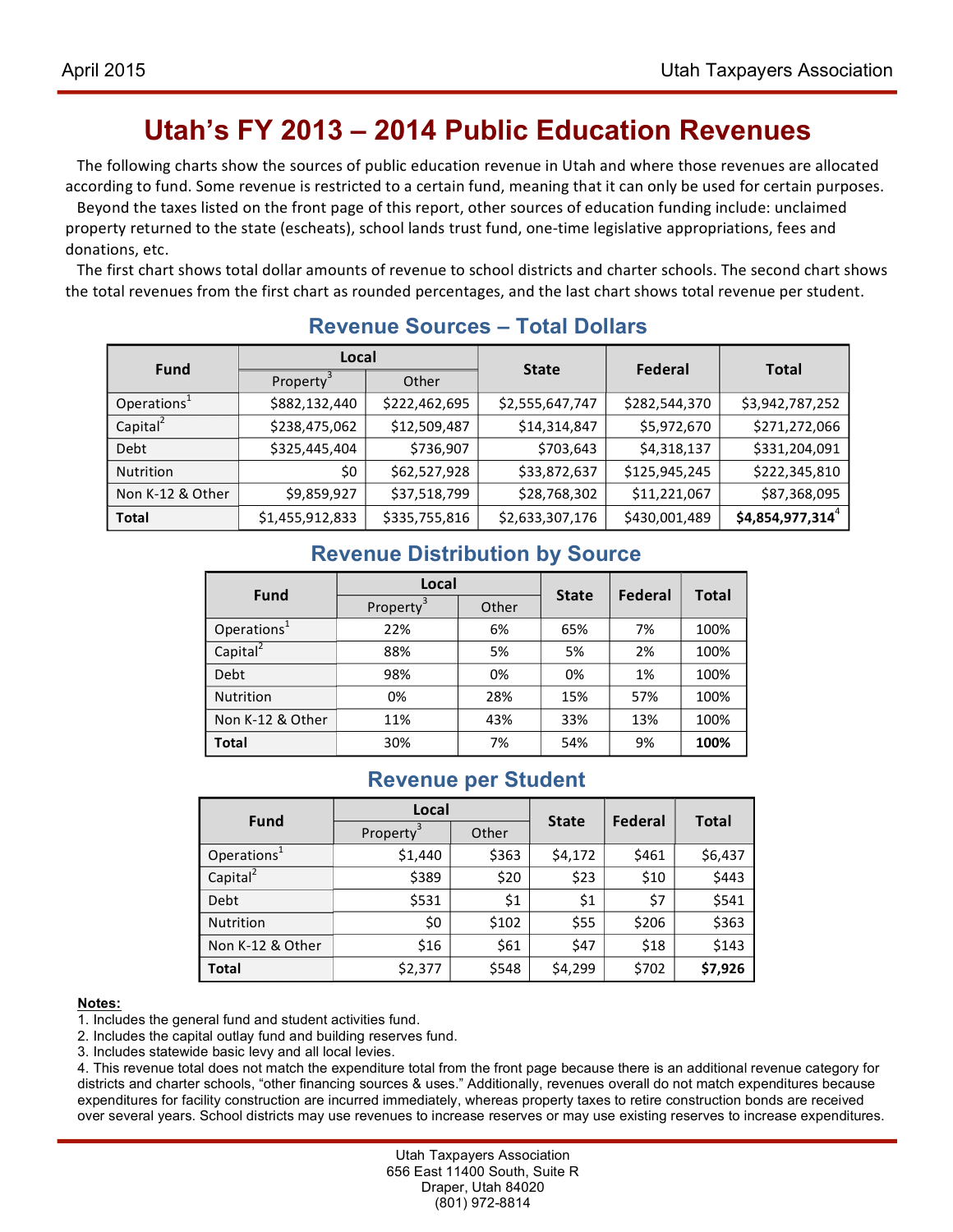# Utah's FY 2013 – 2014 Public Education Revenues

The following charts show the sources of public education revenue in Utah and where those revenues are allocated according to fund. Some revenue is restricted to a certain fund, meaning that it can only be used for certain purposes.

Beyond the taxes listed on the front page of this report, other sources of education funding include: unclaimed property returned to the state (escheats), school lands trust fund, one-time legislative appropriations, fees and donations, etc.

The first chart shows total dollar amounts of revenue to school districts and charter schools. The second chart shows the total revenues from the first chart as rounded percentages, and the last chart shows total revenue per student.

## Revenue Sources – Total Dollars

| Fund | Local | | State | Federal | Total |
|---|---|---|---|---|---|
| | Property[3] | Other | | | |
| Operations[1] | $882,132,440 | $222,462,695 | $2,555,647,747 | $282,544,370 | $3,942,787,252 |
| Capital[2] | $238,475,062 | $12,509,487 | $14,314,847 | $5,972,670 | $271,272,066 |
| Debt | $325,445,404 | $736,907 | $703,643 | $4,318,137 | $331,204,091 |
| Nutrition | $0 | $62,527,928 | $33,872,637 | $125,945,245 | $222,345,810 |
| Non K-12 & Other | $9,859,927 | $37,518,799 | $28,768,302 | $11,221,067 | $87,368,095 |
| **Total** | $1,455,912,833 | $335,755,816 | $2,633,307,176 | $430,001,489 | **$4,854,977,314**[4] |

## Revenue Distribution by Source

| Fund | Local | | State | Federal | Total |
|---|---|---|---|---|---|
| | Property[3] | Other | | | |
| Operations[1] | 22% | 6% | 65% | 7% | 100% |
| Capital[2] | 88% | 5% | 5% | 2% | 100% |
| Debt | 98% | 0% | 0% | 1% | 100% |
| Nutrition | 0% | 28% | 15% | 57% | 100% |
| Non K-12 & Other | 11% | 43% | 33% | 13% | 100% |
| **Total** | 30% | 7% | 54% | 9% | **100%** |

## Revenue per Student

| Fund | Local | | State | Federal | Total |
|---|---|---|---|---|---|
| | Property[3] | Other | | | |
| Operations[1] | $1,440 | $363 | $4,172 | $461 | $6,437 |
| Capital[2] | $389 | $20 | $23 | $10 | $443 |
| Debt | $531 | $1 | $1 | $7 | $541 |
| Nutrition | $0 | $102 | $55 | $206 | $363 |
| Non K-12 & Other | $16 | $61 | $47 | $18 | $143 |
| **Total** | $2,377 | $548 | $4,299 | $702 | **$7,926** |

**Notes:**

1. Includes the general fund and student activities fund.
2. Includes the capital outlay fund and building reserves fund.
3. Includes statewide basic levy and all local levies.
4. This revenue total does not match the expenditure total from the front page because there is an additional revenue category for districts and charter schools, "other financing sources & uses." Additionally, revenues overall do not match expenditures because expenditures for facility construction are incurred immediately, whereas property taxes to retire construction bonds are received over several years. School districts may use revenues to increase reserves or may use existing reserves to increase expenditures.

Utah Taxpayers Association
656 East 11400 South, Suite R
Draper, Utah 84020
(801) 972-8814